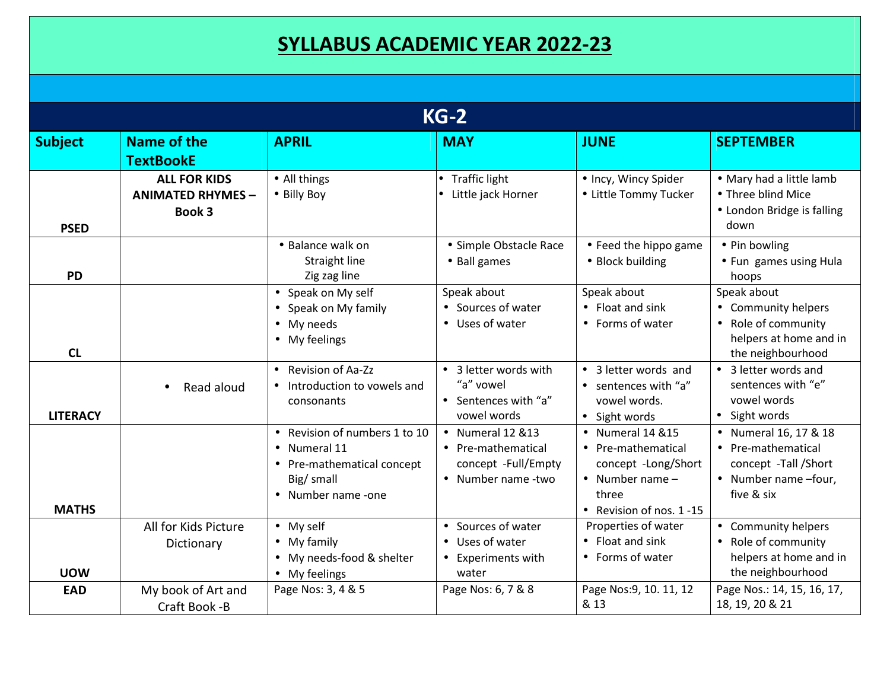# SYLLABUS ACADEMIC YEAR 2022-23

## KG-2

| Subject | Name of the TextBookE | APRIL | MAY | JUNE | SEPTEMBER |
|---|---|---|---|---|---|
| PSED | **ALL FOR KIDS ANIMATED RHYMES – Book 3** | • All things<br>• Billy Boy | • Traffic light<br>• Little jack Horner | • Incy, Wincy Spider<br>• Little Tommy Tucker | • Mary had a little lamb<br>• Three blind Mice<br>• London Bridge is falling down |
| PD | | • Balance walk on<br>Straight line<br>Zig zag line | • Simple Obstacle Race<br>• Ball games | • Feed the hippo game<br>• Block building | • Pin bowling<br>• Fun games using Hula hoops |
| CL | | • Speak on My self<br>• Speak on My family<br>• My needs<br>• My feelings | Speak about<br>• Sources of water<br>• Uses of water | Speak about<br>• Float and sink<br>• Forms of water | Speak about<br>• Community helpers<br>• Role of community helpers at home and in the neighbourhood |
| LITERACY | • Read aloud | • Revision of Aa-Zz<br>• Introduction to vowels and consonants | • 3 letter words with "a" vowel<br>• Sentences with "a" vowel words | • 3 letter words and<br>• sentences with "a" vowel words.<br>• Sight words | • 3 letter words and sentences with "e" vowel words<br>• Sight words |
| MATHS | | • Revision of numbers 1 to 10<br>• Numeral 11<br>• Pre-mathematical concept Big/ small<br>• Number name -one | • Numeral 12 &13<br>• Pre-mathematical concept -Full/Empty<br>• Number name -two | • Numeral 14 &15<br>• Pre-mathematical concept -Long/Short<br>• Number name – three<br>• Revision of nos. 1 -15 | • Numeral 16, 17 & 18<br>• Pre-mathematical concept -Tall /Short<br>• Number name –four, five & six |
| UOW | All for Kids Picture Dictionary | • My self<br>• My family<br>• My needs-food & shelter<br>• My feelings | • Sources of water<br>• Uses of water<br>• Experiments with water | Properties of water<br>• Float and sink<br>• Forms of water | • Community helpers<br>• Role of community helpers at home and in the neighbourhood |
| EAD | My book of Art and Craft Book -B | Page Nos: 3, 4 & 5 | Page Nos: 6, 7 & 8 | Page Nos:9, 10. 11, 12 & 13 | Page Nos.: 14, 15, 16, 17, 18, 19, 20 & 21 |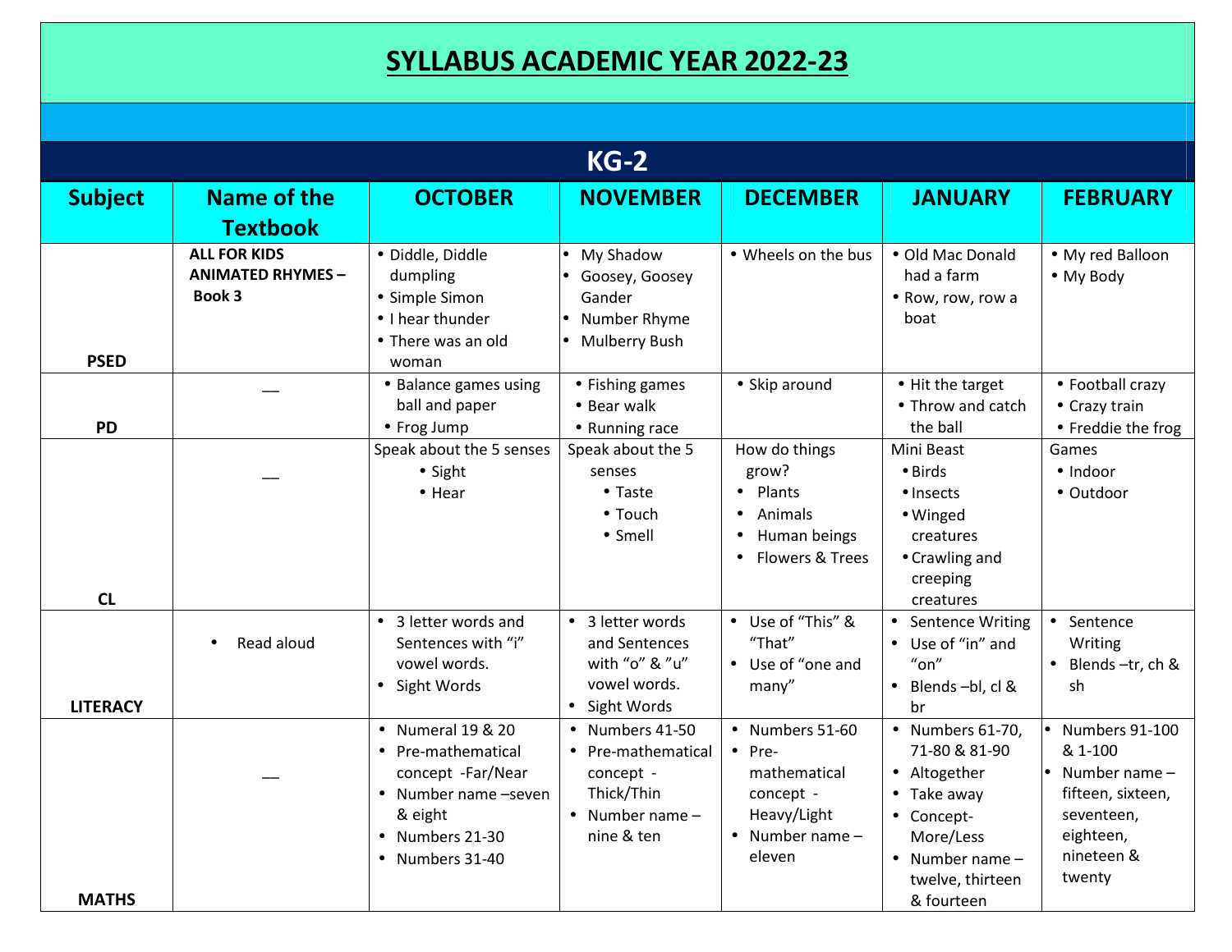# SYLLABUS ACADEMIC YEAR 2022-23

## KG-2

| Subject | Name of the Textbook | OCTOBER | NOVEMBER | DECEMBER | JANUARY | FEBRUARY |
|---|---|---|---|---|---|---|
| PSED | ALL FOR KIDS ANIMATED RHYMES – Book 3 | • Diddle, Diddle dumpling<br>• Simple Simon<br>• I hear thunder<br>• There was an old woman | • My Shadow<br>• Goosey, Goosey Gander<br>• Number Rhyme<br>• Mulberry Bush | • Wheels on the bus | • Old Mac Donald had a farm<br>• Row, row, row a boat | • My red Balloon<br>• My Body |
| PD | __ | • Balance games using ball and paper<br>• Frog Jump | • Fishing games<br>• Bear walk<br>• Running race | • Skip around | • Hit the target<br>• Throw and catch the ball | • Football crazy<br>• Crazy train<br>• Freddie the frog |
| CL | __ | Speak about the 5 senses<br>• Sight<br>• Hear | Speak about the 5 senses<br>• Taste<br>• Touch<br>• Smell | How do things grow?<br>• Plants<br>• Animals<br>• Human beings<br>• Flowers & Trees | Mini Beast<br>• Birds<br>• Insects<br>• Winged creatures<br>• Crawling and creeping creatures | Games<br>• Indoor<br>• Outdoor |
| LITERACY | • Read aloud | • 3 letter words and Sentences with "i" vowel words.<br>• Sight Words | • 3 letter words and Sentences with "o" & "u" vowel words.<br>• Sight Words | • Use of "This" & "That"<br>• Use of "one and many" | • Sentence Writing<br>• Use of "in" and "on"<br>• Blends –bl, cl & br | • Sentence Writing<br>• Blends –tr, ch & sh |
| MATHS | __ | • Numeral 19 & 20<br>• Pre-mathematical concept -Far/Near<br>• Number name –seven & eight<br>• Numbers 21-30<br>• Numbers 31-40 | • Numbers 41-50<br>• Pre-mathematical concept - Thick/Thin<br>• Number name – nine & ten | • Numbers 51-60<br>• Pre-mathematical concept - Heavy/Light<br>• Number name – eleven | • Numbers 61-70, 71-80 & 81-90<br>• Altogether<br>• Take away<br>• Concept-More/Less<br>• Number name – twelve, thirteen & fourteen | • Numbers 91-100 & 1-100<br>• Number name – fifteen, sixteen, seventeen, eighteen, nineteen & twenty |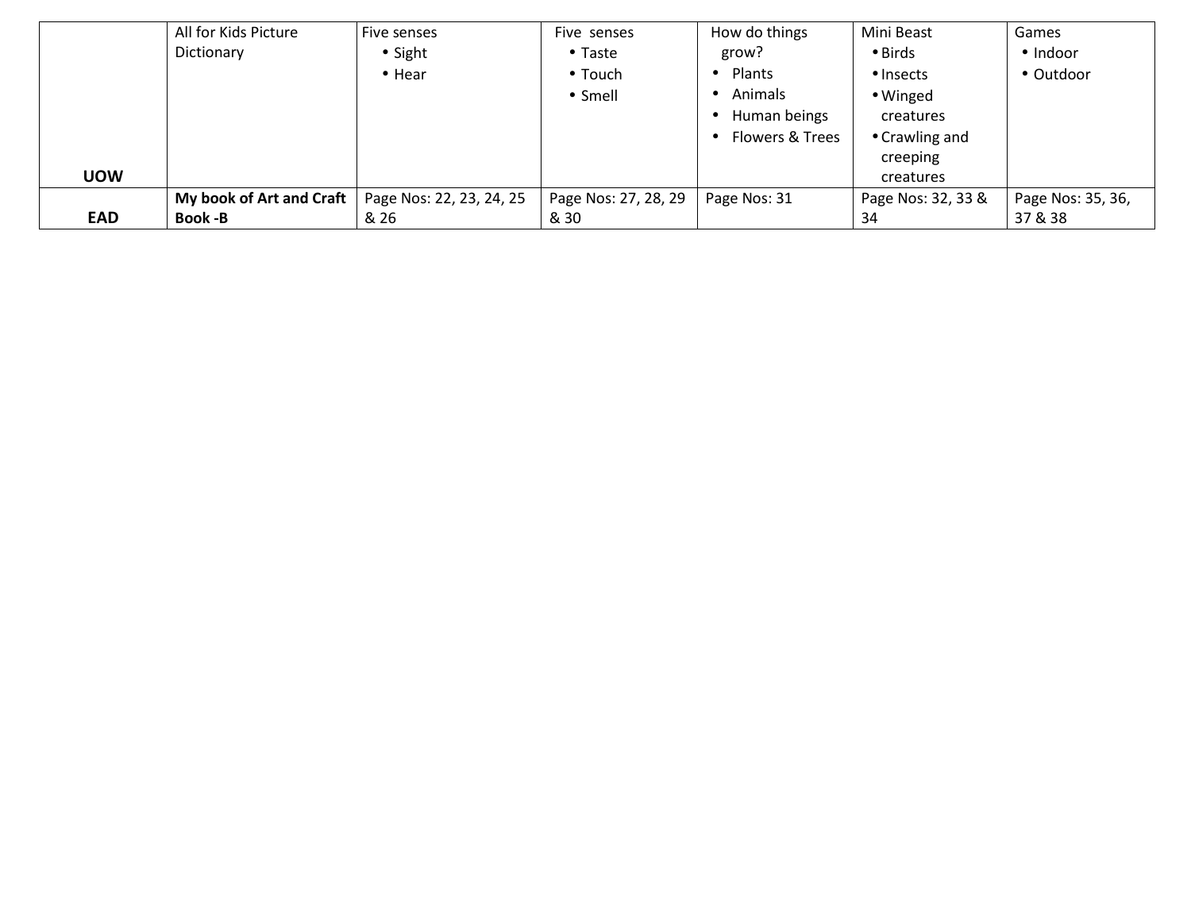| | | | | | | |
|---|---|---|---|---|---|---|
| **UOW** | All for Kids Picture Dictionary | Five senses<br>• Sight<br>• Hear | Five senses<br>• Taste<br>• Touch<br>• Smell | How do things grow?<br>• Plants<br>• Animals<br>• Human beings<br>• Flowers & Trees | Mini Beast<br>• Birds<br>• Insects<br>• Winged creatures<br>• Crawling and creeping creatures | Games<br>• Indoor<br>• Outdoor |
| **EAD** | **My book of Art and Craft Book -B** | Page Nos: 22, 23, 24, 25 & 26 | Page Nos: 27, 28, 29 & 30 | Page Nos: 31 | Page Nos: 32, 33 & 34 | Page Nos: 35, 36, 37 & 38 |